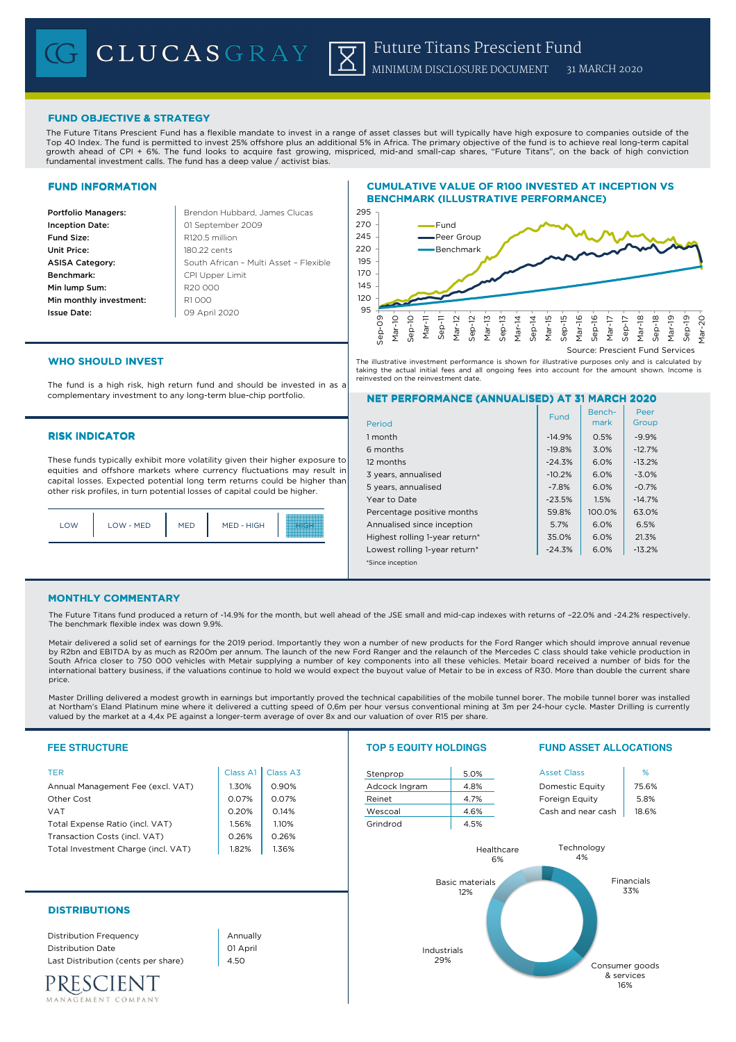# CLUCASGRAY

# Future Titans Prescient Fund

MINIMUM DISCLOSURE DOCUMENT 31 MARCH 2020

## FUND OBJECTIVE & STRATEGY

The Future Titans Prescient Fund has a flexible mandate to invest in a range of asset classes but will typically have high exposure to companies outside of the Top 40 Index. The fund is permitted to invest 25% offshore plus an additional 5% in Africa. The primary objective of the fund is to achieve real long-term capital growth ahead of CPI + 6%. The fund looks to acquire fast growing, mispriced, mid-and small-cap shares, "Future Titans", on the back of high conviction fundamental investment calls. The fund has a deep value / activist bias.

## FUND INFORMATION

| | |
|---|---|
| **Portfolio Managers:** | Brendon Hubbard, James Clucas |
| **Inception Date:** | 01 September 2009 |
| **Fund Size:** | R120.5 million |
| **Unit Price:** | 180.22 cents |
| **ASISA Category:** | South African – Multi Asset – Flexible |
| **Benchmark:** | CPI Upper Limit |
| **Min lump Sum:** | R20 000 |
| **Min monthly investment:** | R1 000 |
| **Issue Date:** | 09 April 2020 |

## CUMULATIVE VALUE OF R100 INVESTED AT INCEPTION VS BENCHMARK (ILLUSTRATIVE PERFORMANCE)

Source: Prescient Fund Services

The illustrative investment performance is shown for illustrative purposes only and is calculated by taking the actual initial fees and all ongoing fees into account for the amount shown. Income is reinvested on the reinvestment date.

## WHO SHOULD INVEST

The fund is a high risk, high return fund and should be invested in as a complementary investment to any long-term blue-chip portfolio.

## RISK INDICATOR

These funds typically exhibit more volatility given their higher exposure to equities and offshore markets where currency fluctuations may result in capital losses. Expected potential long term returns could be higher than other risk profiles, in turn potential losses of capital could be higher.

LOW | LOW - MED | MED | MED - HIGH | **HIGH**

## NET PERFORMANCE (ANNUALISED) AT 31 MARCH 2020

| Period | Fund | Bench-mark | Peer Group |
|---|---|---|---|
| 1 month | -14.9% | 0.5% | -9.9% |
| 6 months | -19.8% | 3.0% | -12.7% |
| 12 months | -24.3% | 6.0% | -13.2% |
| 3 years, annualised | -10.2% | 6.0% | -3.0% |
| 5 years, annualised | -7.8% | 6.0% | -0.7% |
| Year to Date | -23.5% | 1.5% | -14.7% |
| Percentage positive months | 59.8% | 100.0% | 63.0% |
| Annualised since inception | 5.7% | 6.0% | 6.5% |
| Highest rolling 1-year return* | 35.0% | 6.0% | 21.3% |
| Lowest rolling 1-year return* | -24.3% | 6.0% | -13.2% |

*Since inception

## MONTHLY COMMENTARY

The Future Titans fund produced a return of -14.9% for the month, but well ahead of the JSE small and mid-cap indexes with returns of –22.0% and -24.2% respectively. The benchmark flexible index was down 9.9%.

Metair delivered a solid set of earnings for the 2019 period. Importantly they won a number of new products for the Ford Ranger which should improve annual revenue by R2bn and EBITDA by as much as R200m per annum. The launch of the new Ford Ranger and the relaunch of the Mercedes C class should take vehicle production in South Africa closer to 750 000 vehicles with Metair supplying a number of key components into all these vehicles. Metair board received a number of bids for the international battery business, if the valuations continue to hold we would expect the buyout value of Metair to be in excess of R30. More than double the current share price.

Master Drilling delivered a modest growth in earnings but importantly proved the technical capabilities of the mobile tunnel borer. The mobile tunnel borer was installed at Northam's Eland Platinum mine where it delivered a cutting speed of 0,6m per hour versus conventional mining at 3m per 24-hour cycle. Master Drilling is currently valued by the market at a 4,4x PE against a longer-term average of over 8x and our valuation of over R15 per share.

## FEE STRUCTURE

| TER | Class A1 | Class A3 |
|---|---|---|
| Annual Management Fee (excl. VAT) | 1.30% | 0.90% |
| Other Cost | 0.07% | 0.07% |
| VAT | 0.20% | 0.14% |
| Total Expense Ratio (incl. VAT) | 1.56% | 1.10% |
| Transaction Costs (incl. VAT) | 0.26% | 0.26% |
| Total Investment Charge (incl. VAT) | 1.82% | 1.36% |

## TOP 5 EQUITY HOLDINGS

| | |
|---|---|
| Stenprop | 5.0% |
| Adcock Ingram | 4.8% |
| Reinet | 4.7% |
| Wescoal | 4.6% |
| Grindrod | 4.5% |

## FUND ASSET ALLOCATIONS

| Asset Class | % |
|---|---|
| Domestic Equity | 75.6% |
| Foreign Equity | 5.8% |
| Cash and near cash | 18.6% |

Financials 33%, Industrials 29%, Consumer goods & services 16%, Basic materials 12%, Healthcare 6%, Technology 4%

## DISTRIBUTIONS

| | |
|---|---|
| Distribution Frequency | Annually |
| Distribution Date | 01 April |
| Last Distribution (cents per share) | 4.50 |

PRESCIENT MANAGEMENT COMPANY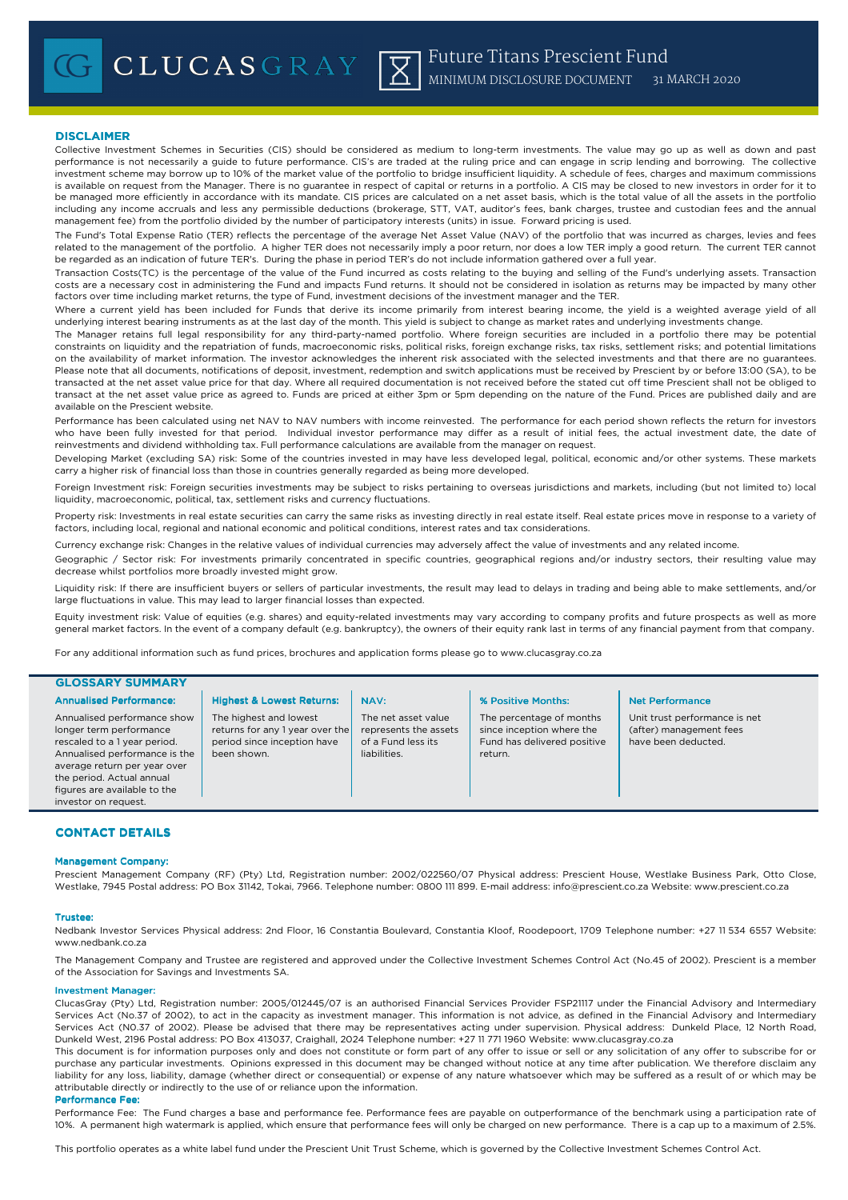# Future Titans Prescient Fund

MINIMUM DISCLOSURE DOCUMENT 31 MARCH 2020

## DISCLAIMER

Collective Investment Schemes in Securities (CIS) should be considered as medium to long-term investments. The value may go up as well as down and past performance is not necessarily a guide to future performance. CIS's are traded at the ruling price and can engage in scrip lending and borrowing. The collective investment scheme may borrow up to 10% of the market value of the portfolio to bridge insufficient liquidity. A schedule of fees, charges and maximum commissions is available on request from the Manager. There is no guarantee in respect of capital or returns in a portfolio. A CIS may be closed to new investors in order for it to be managed more efficiently in accordance with its mandate. CIS prices are calculated on a net asset basis, which is the total value of all the assets in the portfolio including any income accruals and less any permissible deductions (brokerage, STT, VAT, auditor's fees, bank charges, trustee and custodian fees and the annual management fee) from the portfolio divided by the number of participatory interests (units) in issue. Forward pricing is used.

The Fund's Total Expense Ratio (TER) reflects the percentage of the average Net Asset Value (NAV) of the portfolio that was incurred as charges, levies and fees related to the management of the portfolio. A higher TER does not necessarily imply a poor return, nor does a low TER imply a good return. The current TER cannot be regarded as an indication of future TER's. During the phase in period TER's do not include information gathered over a full year.

Transaction Costs(TC) is the percentage of the value of the Fund incurred as costs relating to the buying and selling of the Fund's underlying assets. Transaction costs are a necessary cost in administering the Fund and impacts Fund returns. It should not be considered in isolation as returns may be impacted by many other factors over time including market returns, the type of Fund, investment decisions of the investment manager and the TER.

Where a current yield has been included for Funds that derive its income primarily from interest bearing income, the yield is a weighted average yield of all underlying interest bearing instruments as at the last day of the month. This yield is subject to change as market rates and underlying investments change.

The Manager retains full legal responsibility for any third-party-named portfolio. Where foreign securities are included in a portfolio there may be potential constraints on liquidity and the repatriation of funds, macroeconomic risks, political risks, foreign exchange risks, tax risks, settlement risks; and potential limitations on the availability of market information. The investor acknowledges the inherent risk associated with the selected investments and that there are no guarantees. Please note that all documents, notifications of deposit, investment, redemption and switch applications must be received by Prescient by or before 13:00 (SA), to be transacted at the net asset value price for that day. Where all required documentation is not received before the stated cut off time Prescient shall not be obliged to transact at the net asset value price as agreed to. Funds are priced at either 3pm or 5pm depending on the nature of the Fund. Prices are published daily and are available on the Prescient website.

Performance has been calculated using net NAV to NAV numbers with income reinvested. The performance for each period shown reflects the return for investors who have been fully invested for that period. Individual investor performance may differ as a result of initial fees, the actual investment date, the date of reinvestments and dividend withholding tax. Full performance calculations are available from the manager on request.

Developing Market (excluding SA) risk: Some of the countries invested in may have less developed legal, political, economic and/or other systems. These markets carry a higher risk of financial loss than those in countries generally regarded as being more developed.

Foreign Investment risk: Foreign securities investments may be subject to risks pertaining to overseas jurisdictions and markets, including (but not limited to) local liquidity, macroeconomic, political, tax, settlement risks and currency fluctuations.

Property risk: Investments in real estate securities can carry the same risks as investing directly in real estate itself. Real estate prices move in response to a variety of factors, including local, regional and national economic and political conditions, interest rates and tax considerations.

Currency exchange risk: Changes in the relative values of individual currencies may adversely affect the value of investments and any related income.

Geographic / Sector risk: For investments primarily concentrated in specific countries, geographical regions and/or industry sectors, their resulting value may decrease whilst portfolios more broadly invested might grow.

Liquidity risk: If there are insufficient buyers or sellers of particular investments, the result may lead to delays in trading and being able to make settlements, and/or large fluctuations in value. This may lead to larger financial losses than expected.

Equity investment risk: Value of equities (e.g. shares) and equity-related investments may vary according to company profits and future prospects as well as more general market factors. In the event of a company default (e.g. bankruptcy), the owners of their equity rank last in terms of any financial payment from that company.

For any additional information such as fund prices, brochures and application forms please go to www.clucasgray.co.za

## GLOSSARY SUMMARY

**Annualised Performance:** Annualised performance show longer term performance rescaled to a 1 year period. Annualised performance is the average return per year over the period. Actual annual figures are available to the investor on request.

**Highest & Lowest Returns:** The highest and lowest returns for any 1 year over the period since inception have been shown.

**NAV:** The net asset value represents the assets of a Fund less its liabilities.

**% Positive Months:** The percentage of months since inception where the Fund has delivered positive return.

**Net Performance:** Unit trust performance is net (after) management fees have been deducted.

## CONTACT DETAILS

### Management Company:

Prescient Management Company (RF) (Pty) Ltd, Registration number: 2002/022560/07 Physical address: Prescient House, Westlake Business Park, Otto Close, Westlake, 7945 Postal address: PO Box 31142, Tokai, 7966. Telephone number: 0800 111 899. E-mail address: info@prescient.co.za Website: www.prescient.co.za

### Trustee:

Nedbank Investor Services Physical address: 2nd Floor, 16 Constantia Boulevard, Constantia Kloof, Roodepoort, 1709 Telephone number: +27 11 534 6557 Website: www.nedbank.co.za

The Management Company and Trustee are registered and approved under the Collective Investment Schemes Control Act (No.45 of 2002). Prescient is a member of the Association for Savings and Investments SA.

### Investment Manager:

ClucasGray (Pty) Ltd, Registration number: 2005/012445/07 is an authorised Financial Services Provider FSP21117 under the Financial Advisory and Intermediary Services Act (No.37 of 2002), to act in the capacity as investment manager. This information is not advice, as defined in the Financial Advisory and Intermediary Services Act (NO.37 of 2002). Please be advised that there may be representatives acting under supervision. Physical address: Dunkeld Place, 12 North Road, Dunkeld West, 2196 Postal address: PO Box 413037, Craighall, 2024 Telephone number: +27 11 771 1960 Website: www.clucasgray.co.za

This document is for information purposes only and does not constitute or form part of any offer to issue or sell or any solicitation of any offer to subscribe for or purchase any particular investments. Opinions expressed in this document may be changed without notice at any time after publication. We therefore disclaim any liability for any loss, liability, damage (whether direct or consequential) or expense of any nature whatsoever which may be suffered as a result of or which may be attributable directly or indirectly to the use of or reliance upon the information.

### Performance Fee:

Performance Fee: The Fund charges a base and performance fee. Performance fees are payable on outperformance of the benchmark using a participation rate of 10%. A permanent high watermark is applied, which ensure that performance fees will only be charged on new performance. There is a cap up to a maximum of 2.5%.

This portfolio operates as a white label fund under the Prescient Unit Trust Scheme, which is governed by the Collective Investment Schemes Control Act.